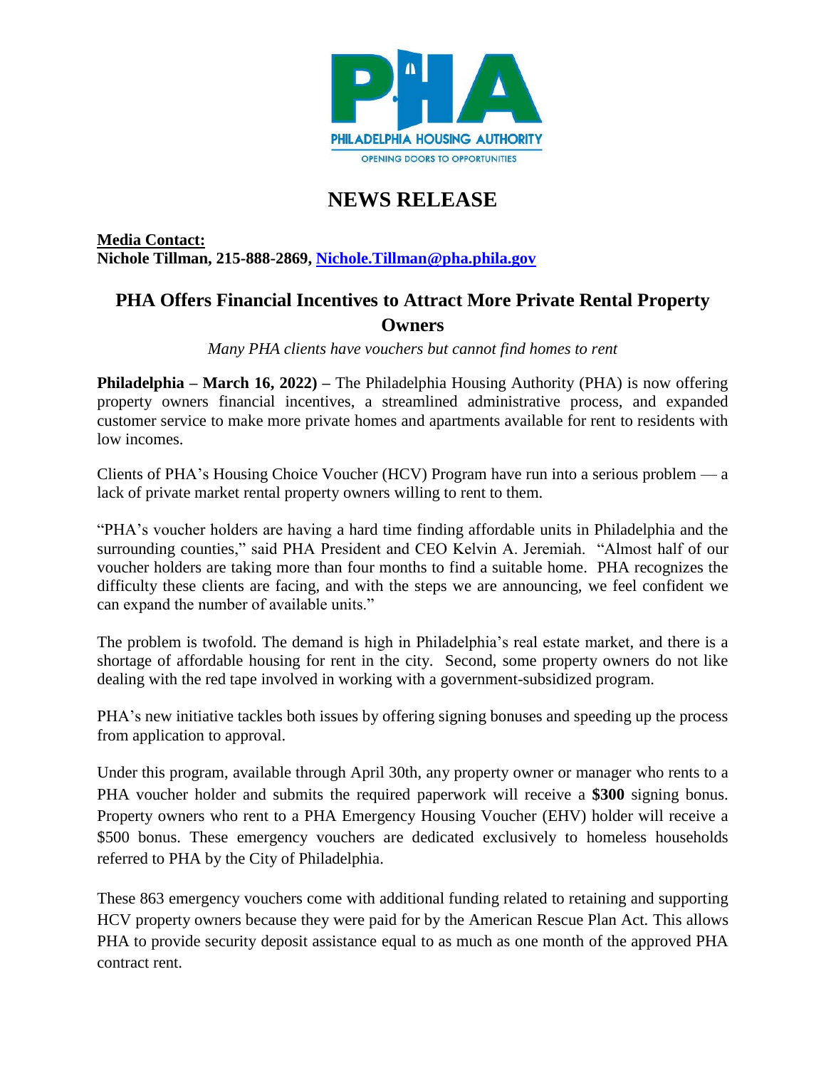PHILADELPHIA HOUSING AUTHORITY

OPENING DOORS TO OPPORTUNITIES

# NEWS RELEASE

**Media Contact:**
**Nichole Tillman, 215-888-2869, [Nichole.Tillman@pha.phila.gov](mailto:Nichole.Tillman@pha.phila.gov)**

## PHA Offers Financial Incentives to Attract More Private Rental Property Owners

*Many PHA clients have vouchers but cannot find homes to rent*

**Philadelphia – March 16, 2022) –** The Philadelphia Housing Authority (PHA) is now offering property owners financial incentives, a streamlined administrative process, and expanded customer service to make more private homes and apartments available for rent to residents with low incomes.

Clients of PHA's Housing Choice Voucher (HCV) Program have run into a serious problem — a lack of private market rental property owners willing to rent to them.

"PHA's voucher holders are having a hard time finding affordable units in Philadelphia and the surrounding counties," said PHA President and CEO Kelvin A. Jeremiah. "Almost half of our voucher holders are taking more than four months to find a suitable home. PHA recognizes the difficulty these clients are facing, and with the steps we are announcing, we feel confident we can expand the number of available units."

The problem is twofold. The demand is high in Philadelphia's real estate market, and there is a shortage of affordable housing for rent in the city. Second, some property owners do not like dealing with the red tape involved in working with a government-subsidized program.

PHA's new initiative tackles both issues by offering signing bonuses and speeding up the process from application to approval.

Under this program, available through April 30th, any property owner or manager who rents to a PHA voucher holder and submits the required paperwork will receive a **$300** signing bonus. Property owners who rent to a PHA Emergency Housing Voucher (EHV) holder will receive a $500 bonus. These emergency vouchers are dedicated exclusively to homeless households referred to PHA by the City of Philadelphia.

These 863 emergency vouchers come with additional funding related to retaining and supporting HCV property owners because they were paid for by the American Rescue Plan Act. This allows PHA to provide security deposit assistance equal to as much as one month of the approved PHA contract rent.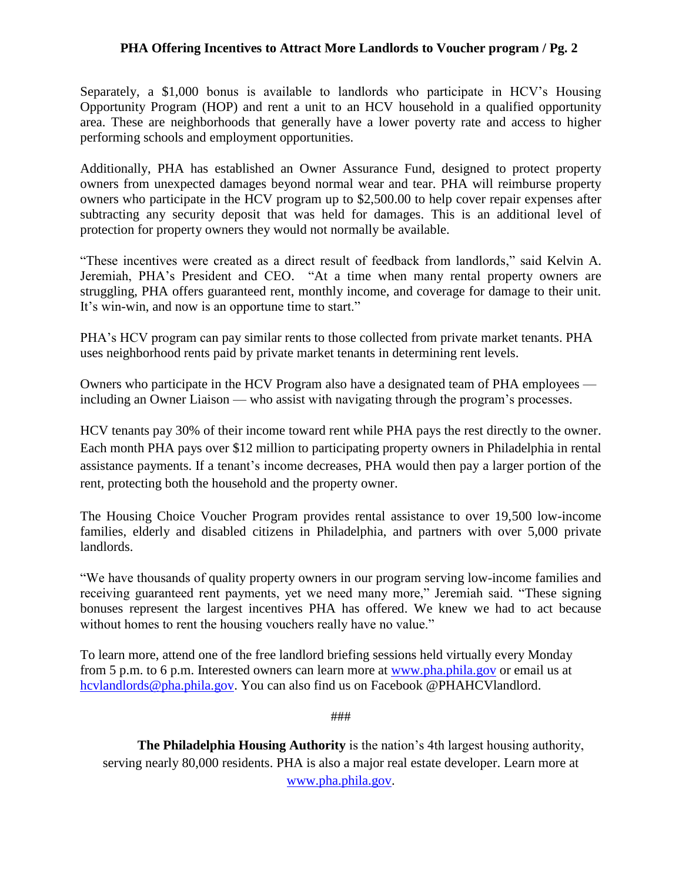Separately, a $1,000 bonus is available to landlords who participate in HCV's Housing Opportunity Program (HOP) and rent a unit to an HCV household in a qualified opportunity area. These are neighborhoods that generally have a lower poverty rate and access to higher performing schools and employment opportunities.

Additionally, PHA has established an Owner Assurance Fund, designed to protect property owners from unexpected damages beyond normal wear and tear. PHA will reimburse property owners who participate in the HCV program up to $2,500.00 to help cover repair expenses after subtracting any security deposit that was held for damages. This is an additional level of protection for property owners they would not normally be available.

"These incentives were created as a direct result of feedback from landlords," said Kelvin A. Jeremiah, PHA's President and CEO. "At a time when many rental property owners are struggling, PHA offers guaranteed rent, monthly income, and coverage for damage to their unit. It's win-win, and now is an opportune time to start."

PHA's HCV program can pay similar rents to those collected from private market tenants. PHA uses neighborhood rents paid by private market tenants in determining rent levels.

Owners who participate in the HCV Program also have a designated team of PHA employees — including an Owner Liaison — who assist with navigating through the program's processes.

HCV tenants pay 30% of their income toward rent while PHA pays the rest directly to the owner. Each month PHA pays over $12 million to participating property owners in Philadelphia in rental assistance payments. If a tenant's income decreases, PHA would then pay a larger portion of the rent, protecting both the household and the property owner.

The Housing Choice Voucher Program provides rental assistance to over 19,500 low-income families, elderly and disabled citizens in Philadelphia, and partners with over 5,000 private landlords.

"We have thousands of quality property owners in our program serving low-income families and receiving guaranteed rent payments, yet we need many more," Jeremiah said. "These signing bonuses represent the largest incentives PHA has offered. We knew we had to act because without homes to rent the housing vouchers really have no value."

To learn more, attend one of the free landlord briefing sessions held virtually every Monday from 5 p.m. to 6 p.m. Interested owners can learn more at www.pha.phila.gov or email us at hcvlandlords@pha.phila.gov. You can also find us on Facebook @PHAHCVlandlord.

###

**The Philadelphia Housing Authority** is the nation's 4th largest housing authority, serving nearly 80,000 residents. PHA is also a major real estate developer. Learn more at www.pha.phila.gov.